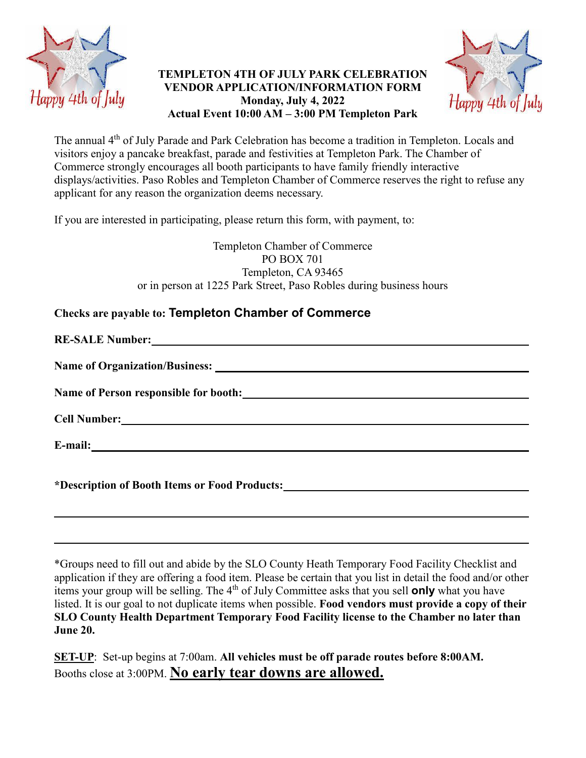Happy 4th of July

**TEMPLETON 4TH OF JULY PARK CELEBRATION**
**VENDOR APPLICATION/INFORMATION FORM**
**Monday, July 4, 2022**
**Actual Event 10:00 AM – 3:00 PM Templeton Park**

Happy 4th of July

The annual 4th of July Parade and Park Celebration has become a tradition in Templeton. Locals and visitors enjoy a pancake breakfast, parade and festivities at Templeton Park. The Chamber of Commerce strongly encourages all booth participants to have family friendly interactive displays/activities. Paso Robles and Templeton Chamber of Commerce reserves the right to refuse any applicant for any reason the organization deems necessary.

If you are interested in participating, please return this form, with payment, to:

Templeton Chamber of Commerce
PO BOX 701
Templeton, CA 93465
or in person at 1225 Park Street, Paso Robles during business hours

**Checks are payable to: Templeton Chamber of Commerce**

**RE-SALE Number:** ______________________________

**Name of Organization/Business:** ______________________________

**Name of Person responsible for booth:** ______________________________

**Cell Number:** ______________________________

**E-mail:** ______________________________

***Description of Booth Items or Food Products:** ______________________________

______________________________

______________________________

*Groups need to fill out and abide by the SLO County Heath Temporary Food Facility Checklist and application if they are offering a food item. Please be certain that you list in detail the food and/or other items your group will be selling. The 4th of July Committee asks that you sell **only** what you have listed. It is our goal to not duplicate items when possible. **Food vendors must provide a copy of their SLO County Health Department Temporary Food Facility license to the Chamber no later than June 20.**

**SET-UP**: Set-up begins at 7:00am. **All vehicles must be off parade routes before 8:00AM.** Booths close at 3:00PM. **No early tear downs are allowed.**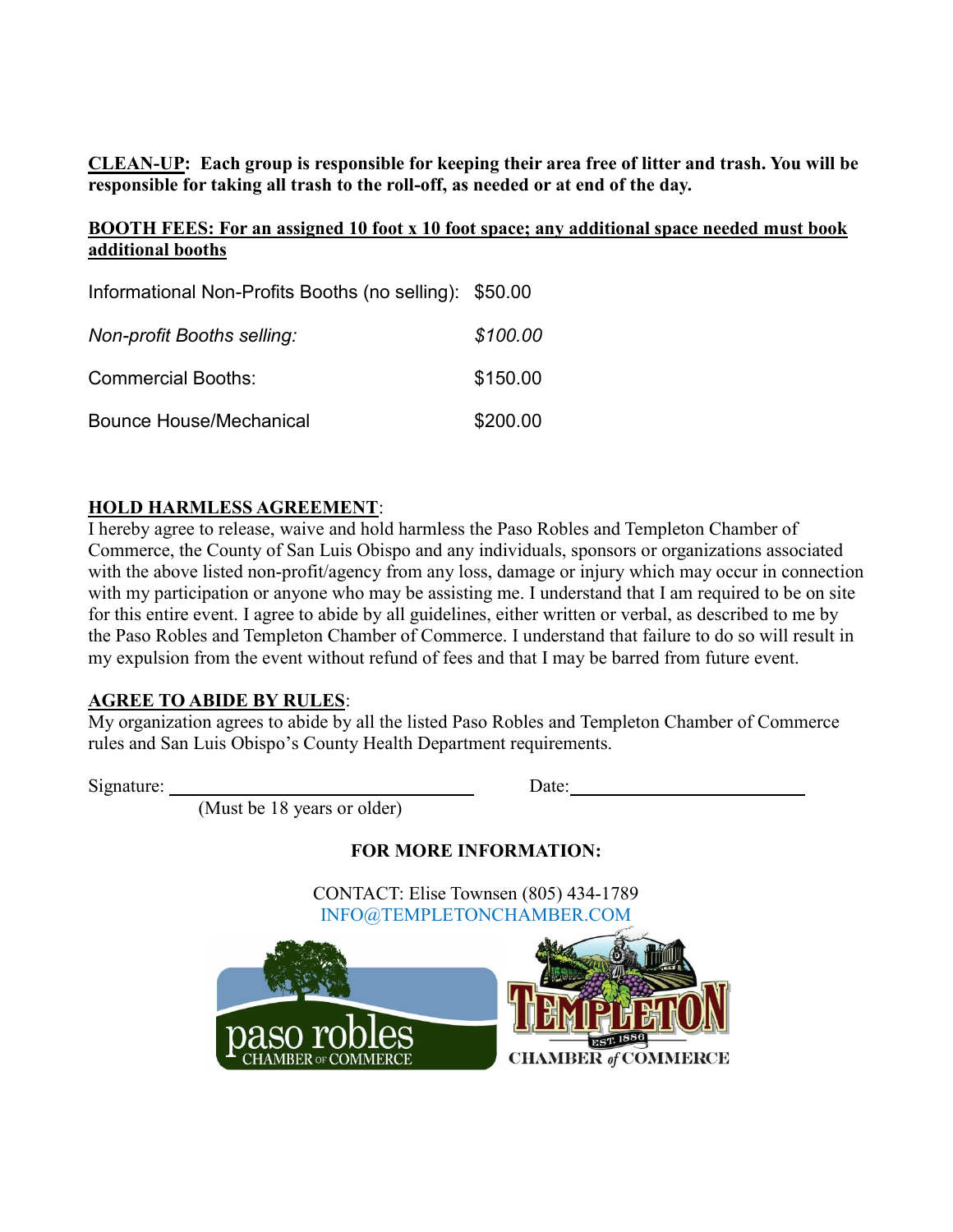**<u>CLEAN-UP</u>: Each group is responsible for keeping their area free of litter and trash. You will be responsible for taking all trash to the roll-off, as needed or at end of the day.**

**<u>BOOTH FEES: For an assigned 10 foot x 10 foot space; any additional space needed must book additional booths</u>**

| | |
|---|---|
| Informational Non-Profits Booths (no selling): | $50.00 |
| *Non-profit Booths selling:* | *$100.00* |
| Commercial Booths: | $150.00 |
| Bounce House/Mechanical | $200.00 |

**<u>HOLD HARMLESS AGREEMENT</u>**:

I hereby agree to release, waive and hold harmless the Paso Robles and Templeton Chamber of Commerce, the County of San Luis Obispo and any individuals, sponsors or organizations associated with the above listed non-profit/agency from any loss, damage or injury which may occur in connection with my participation or anyone who may be assisting me. I understand that I am required to be on site for this entire event. I agree to abide by all guidelines, either written or verbal, as described to me by the Paso Robles and Templeton Chamber of Commerce. I understand that failure to do so will result in my expulsion from the event without refund of fees and that I may be barred from future event.

**<u>AGREE TO ABIDE BY RULES</u>**:

My organization agrees to abide by all the listed Paso Robles and Templeton Chamber of Commerce rules and San Luis Obispo's County Health Department requirements.

Signature: ______________________________ Date: ______________________

(Must be 18 years or older)

**FOR MORE INFORMATION:**

CONTACT: Elise Townsen (805) 434-1789

INFO@TEMPLETONCHAMBER.COM

paso robles CHAMBER OF COMMERCE

TEMPLETON EST. 1886 CHAMBER of COMMERCE